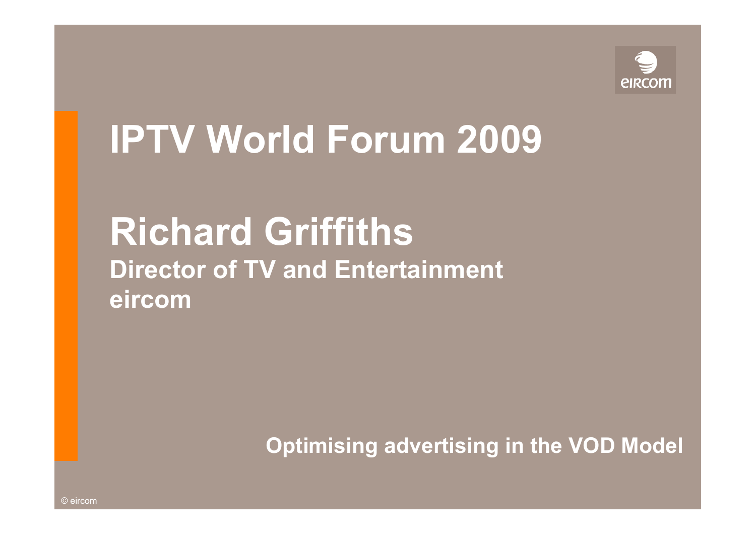# IPTV World Forum 2009

# Richard Griffiths

**Director of TV and Entertainment**
**eircom**

**Optimising advertising in the VOD Model**

© eircom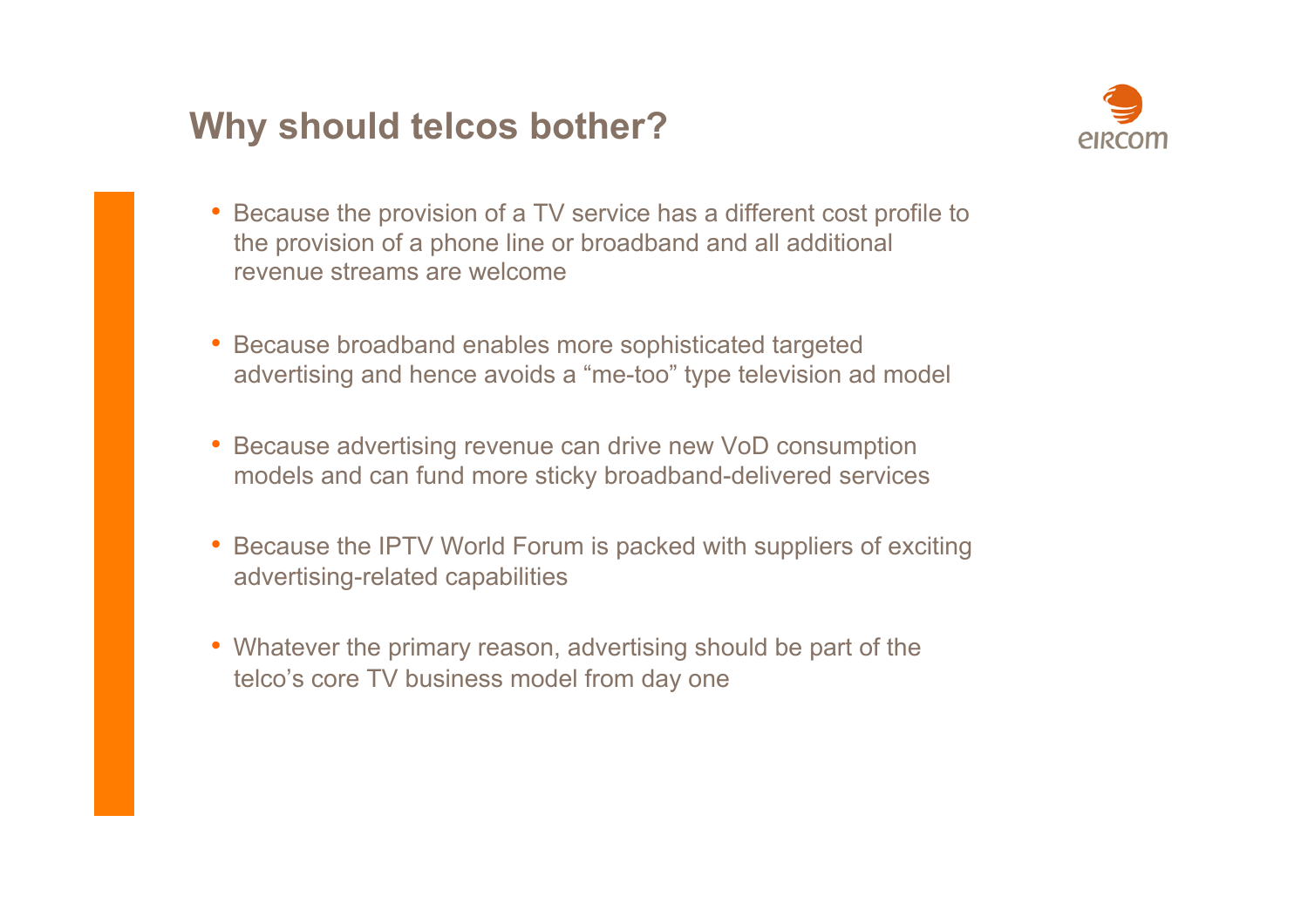## Why should telcos bother?

- Because the provision of a TV service has a different cost profile to the provision of a phone line or broadband and all additional revenue streams are welcome
- Because broadband enables more sophisticated targeted advertising and hence avoids a “me-too” type television ad model
- Because advertising revenue can drive new VoD consumption models and can fund more sticky broadband-delivered services
- Because the IPTV World Forum is packed with suppliers of exciting advertising-related capabilities
- Whatever the primary reason, advertising should be part of the telco’s core TV business model from day one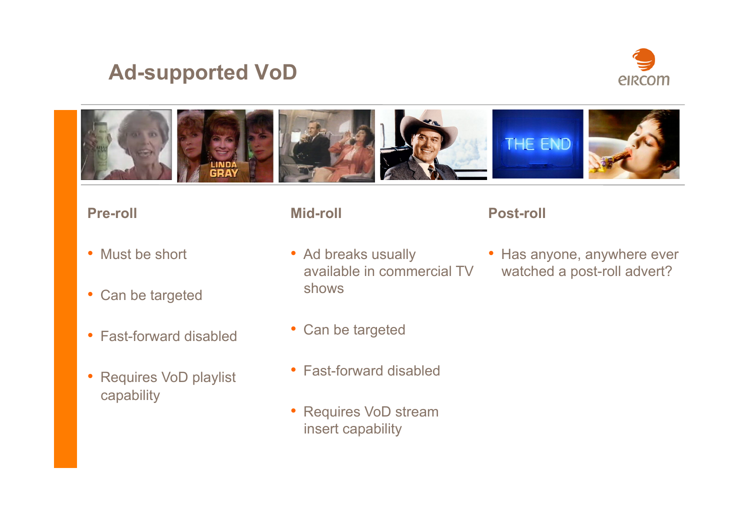# Ad-supported VoD

### Pre-roll

- Must be short
- Can be targeted
- Fast-forward disabled
- Requires VoD playlist capability

### Mid-roll

- Ad breaks usually available in commercial TV shows
- Can be targeted
- Fast-forward disabled
- Requires VoD stream insert capability

### Post-roll

- Has anyone, anywhere ever watched a post-roll advert?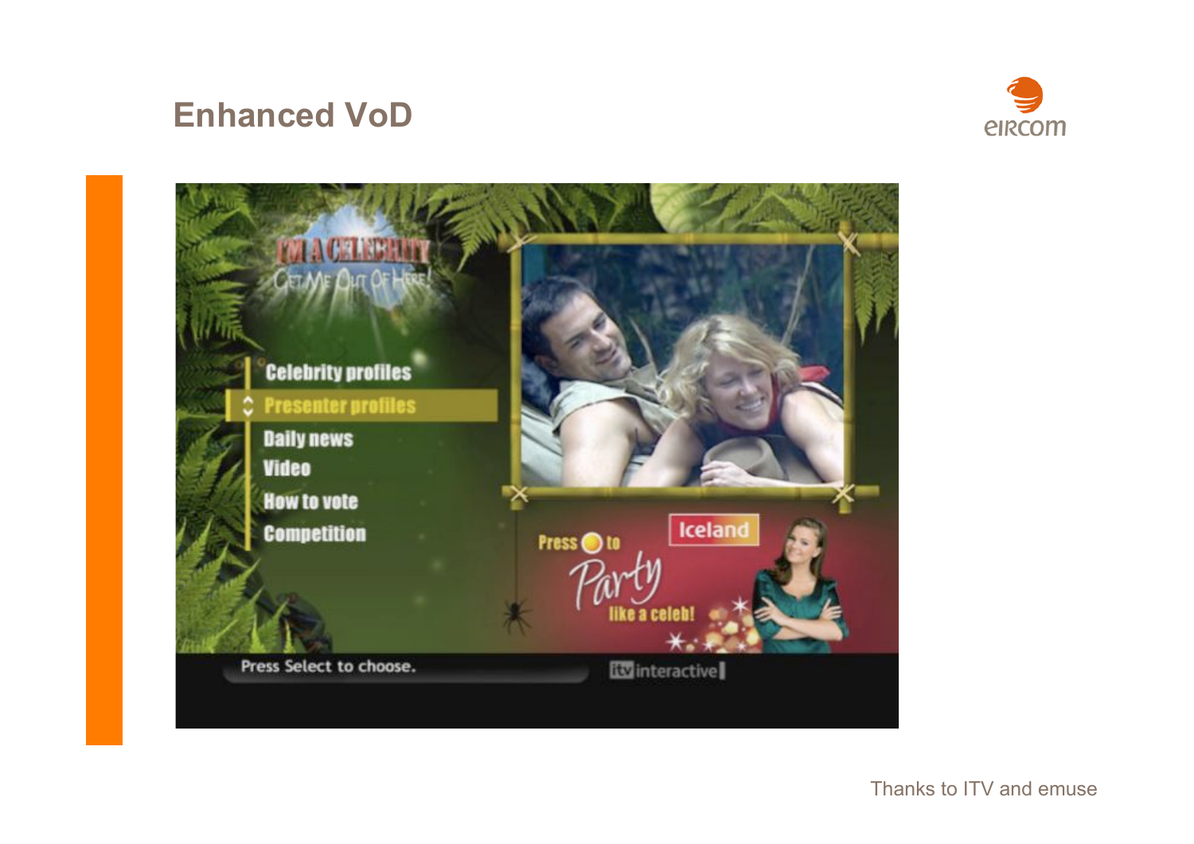# Enhanced VoD

Thanks to ITV and emuse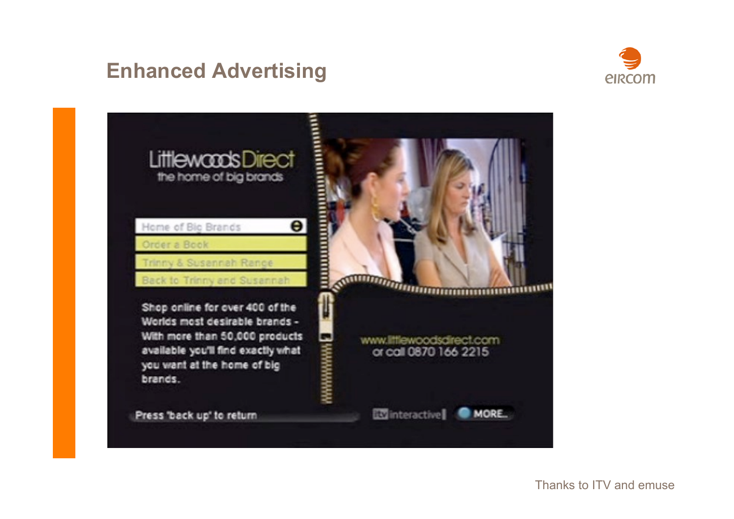# Enhanced Advertising

LittlewoodsDirect
the home of big brands

- Home of Big Brands
- Order a Book
- Trinny & Susannah Range
- Back to Trinny and Susannah

Shop online for over 400 of the Worlds most desirable brands - With more than 50,000 products available you'll find exactly what you want at the home of big brands.

www.littlewoodsdirect.com
or call 0870 166 2215

Press 'back up' to return

itv interactive | MORE...

Thanks to ITV and emuse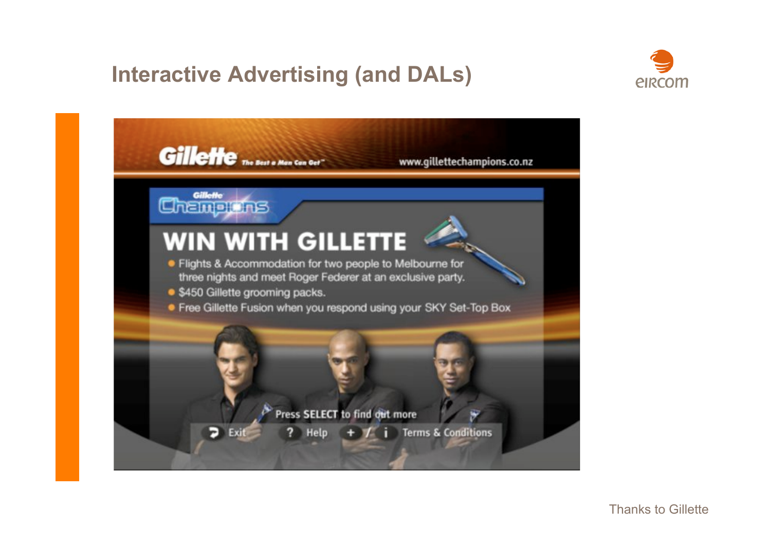## Interactive Advertising (and DALs)

**Gillette** The Best a Man Can Get™ www.gillettechampions.co.nz

Gillette Champions

# WIN WITH GILLETTE

- Flights & Accommodation for two people to Melbourne for three nights and meet Roger Federer at an exclusive party.
- $450 Gillette grooming packs.
- Free Gillette Fusion when you respond using your SKY Set-Top Box

Press SELECT to find out more

Exit ? Help + / i Terms & Conditions

Thanks to Gillette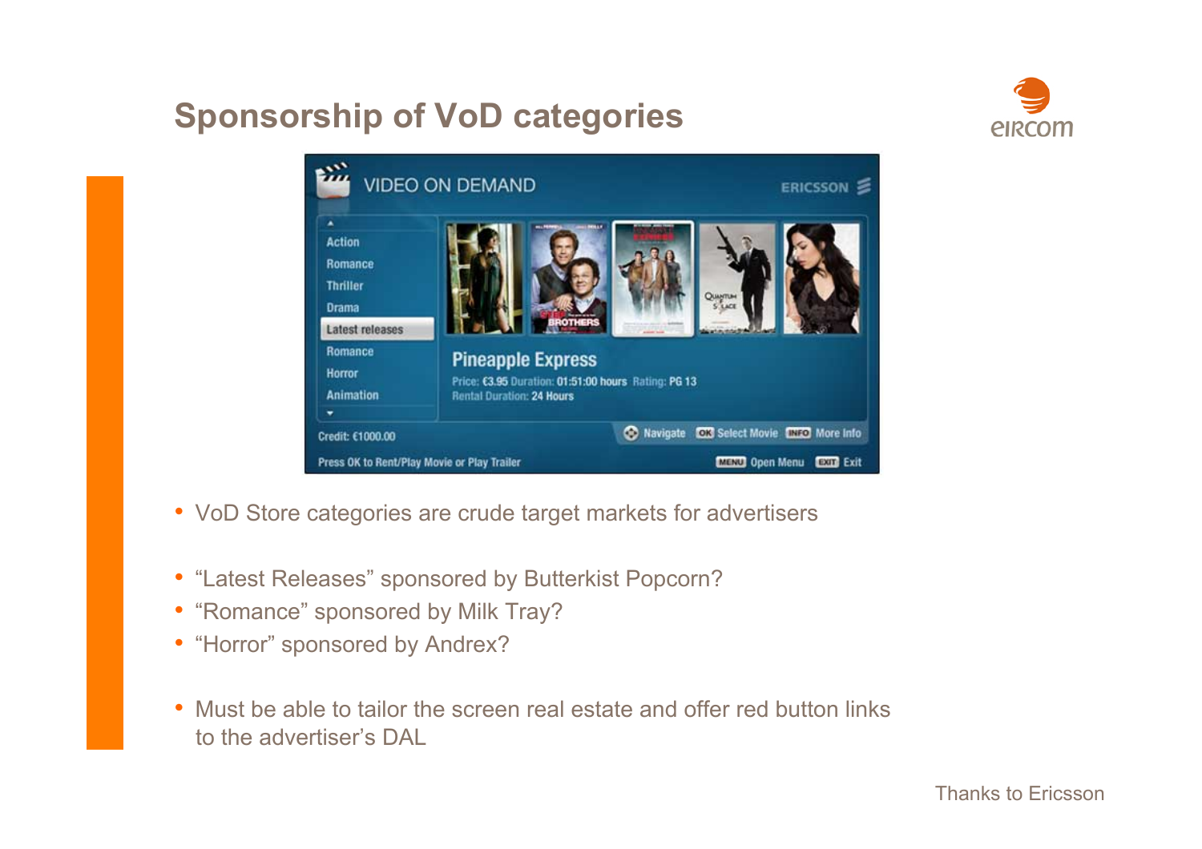## Sponsorship of VoD categories

- VoD Store categories are crude target markets for advertisers

- “Latest Releases” sponsored by Butterkist Popcorn?
- “Romance” sponsored by Milk Tray?
- “Horror” sponsored by Andrex?

- Must be able to tailor the screen real estate and offer red button links to the advertiser’s DAL

Thanks to Ericsson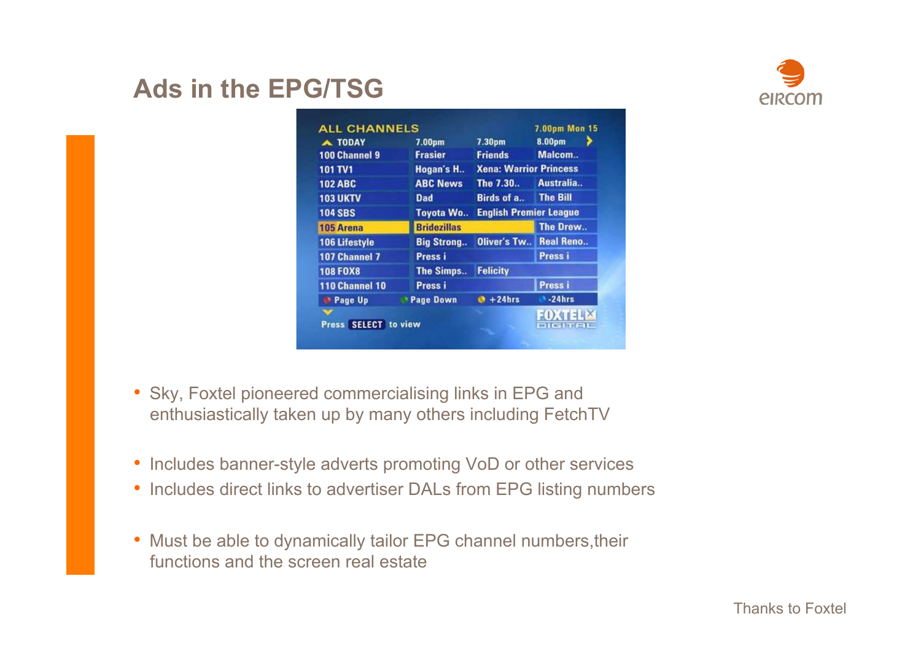## Ads in the EPG/TSG

- Sky, Foxtel pioneered commercialising links in EPG and enthusiastically taken up by many others including FetchTV

- Includes banner-style adverts promoting VoD or other services
- Includes direct links to advertiser DALs from EPG listing numbers

- Must be able to dynamically tailor EPG channel numbers,their functions and the screen real estate

Thanks to Foxtel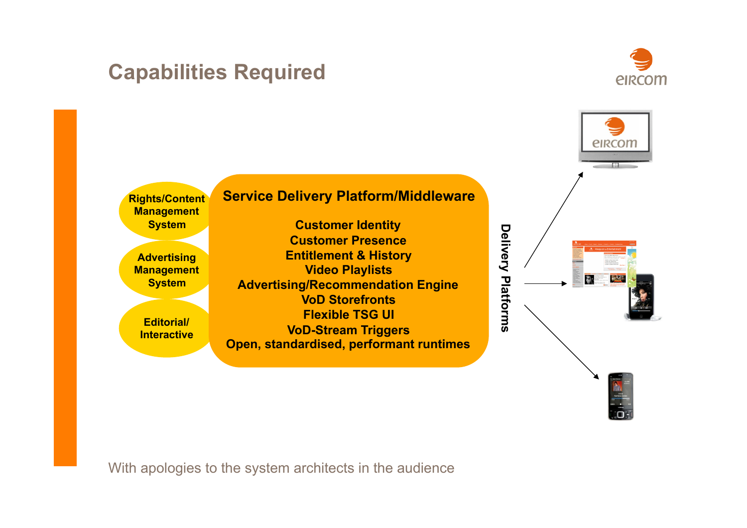# Capabilities Required

Rights/Content Management System

Advertising Management System

Editorial/ Interactive

**Service Delivery Platform/Middleware**

- Customer Identity
- Customer Presence
- Entitlement & History
- Video Playlists
- Advertising/Recommendation Engine
- VoD Storefronts
- Flexible TSG UI
- VoD-Stream Triggers
- Open, standardised, performant runtimes

Delivery Platforms

With apologies to the system architects in the audience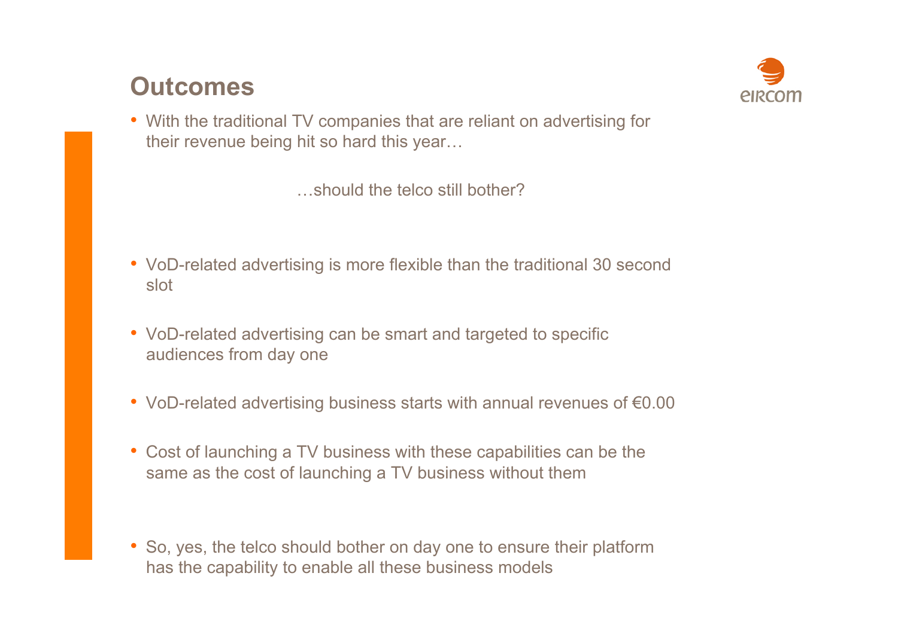# Outcomes

- With the traditional TV companies that are reliant on advertising for their revenue being hit so hard this year…

…should the telco still bother?

- VoD-related advertising is more flexible than the traditional 30 second slot
- VoD-related advertising can be smart and targeted to specific audiences from day one
- VoD-related advertising business starts with annual revenues of €0.00
- Cost of launching a TV business with these capabilities can be the same as the cost of launching a TV business without them
- So, yes, the telco should bother on day one to ensure their platform has the capability to enable all these business models